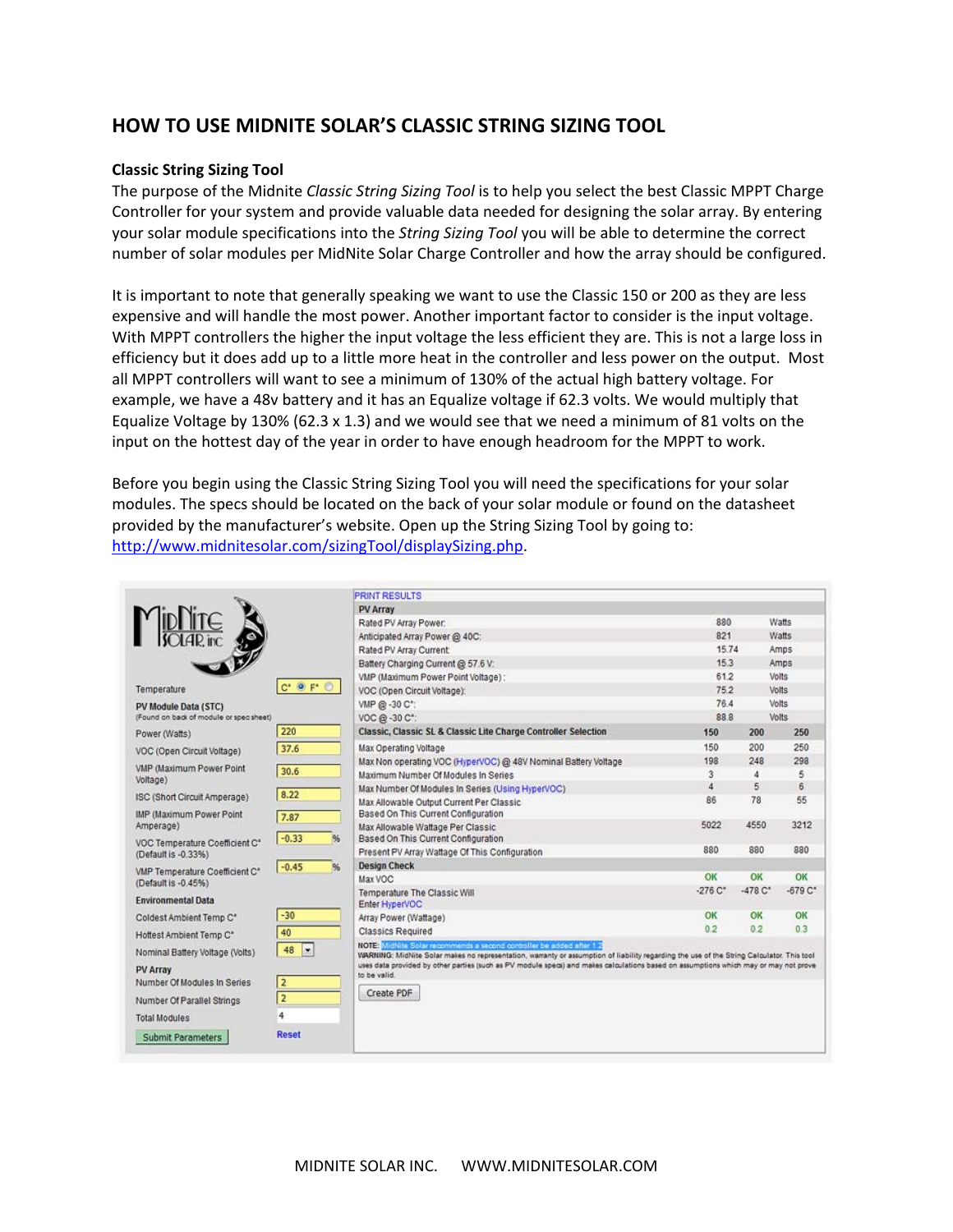# HOW TO USE MIDNITE SOLAR'S CLASSIC STRING SIZING TOOL

**Classic String Sizing Tool**

The purpose of the Midnite *Classic String Sizing Tool* is to help you select the best Classic MPPT Charge Controller for your system and provide valuable data needed for designing the solar array. By entering your solar module specifications into the *String Sizing Tool* you will be able to determine the correct number of solar modules per MidNite Solar Charge Controller and how the array should be configured.

It is important to note that generally speaking we want to use the Classic 150 or 200 as they are less expensive and will handle the most power. Another important factor to consider is the input voltage. With MPPT controllers the higher the input voltage the less efficient they are. This is not a large loss in efficiency but it does add up to a little more heat in the controller and less power on the output. Most all MPPT controllers will want to see a minimum of 130% of the actual high battery voltage. For example, we have a 48v battery and it has an Equalize voltage if 62.3 volts. We would multiply that Equalize Voltage by 130% (62.3 x 1.3) and we would see that we need a minimum of 81 volts on the input on the hottest day of the year in order to have enough headroom for the MPPT to work.

Before you begin using the Classic String Sizing Tool you will need the specifications for your solar modules. The specs should be located on the back of your solar module or found on the datasheet provided by the manufacturer's website. Open up the String Sizing Tool by going to: http://www.midnitesolar.com/sizingTool/displaySizing.php.

| Input | |
|---|---|
| Temperature | C° ● F° ○ |
| **PV Module Data (STC)** (Found on back of module or spec sheet) | |
| Power (Watts) | 220 |
| VOC (Open Circuit Voltage) | 37.6 |
| VMP (Maximum Power Point Voltage) | 30.6 |
| ISC (Short Circuit Amperage) | 8.22 |
| IMP (Maximum Power Point Amperage) | 7.87 |
| VOC Temperature Coefficient C° (Default is -0.33%) | -0.33 % |
| VMP Temperature Coefficient C° (Default is -0.45%) | -0.45 % |
| **Environmental Data** | |
| Coldest Ambient Temp C° | -30 |
| Hottest Ambient Temp C° | 40 |
| Nominal Battery Voltage (Volts) | 48 |
| **PV Array** | |
| Number Of Modules In Series | 2 |
| Number Of Parallel Strings | 2 |
| Total Modules | 4 |
| Submit Parameters | Reset |

PRINT RESULTS

| PV Array | | |
|---|---|---|
| Rated PV Array Power: | 880 | Watts |
| Anticipated Array Power @ 40C: | 821 | Watts |
| Rated PV Array Current: | 15.74 | Amps |
| Battery Charging Current @ 57.6 V: | 15.3 | Amps |
| VMP (Maximum Power Point Voltage): | 61.2 | Volts |
| VOC (Open Circuit Voltage): | 75.2 | Volts |
| VMP @ -30 C°: | 76.4 | Volts |
| VOC @ -30 C°: | 88.8 | Volts |

| Classic, Classic SL & Classic Lite Charge Controller Selection | 150 | 200 | 250 |
|---|---|---|---|
| Max Operating Voltage | 150 | 200 | 250 |
| Max Non operating VOC (HyperVOC) @ 48V Nominal Battery Voltage | 198 | 248 | 298 |
| Maximum Number Of Modules In Series | 3 | 4 | 5 |
| Max Number Of Modules In Series (Using HyperVOC) | 4 | 5 | 6 |
| Max Allowable Output Current Per Classic Based On This Current Configuration | 86 | 78 | 55 |
| Max Allowable Wattage Per Classic Based On This Current Configuration | 5022 | 4550 | 3212 |
| Present PV Array Wattage Of This Configuration | 880 | 880 | 880 |
| **Design Check** | | | |
| Max VOC | OK | OK | OK |
| Temperature The Classic Will Enter HyperVOC | -276 C° | -478 C° | -679 C° |
| Array Power (Wattage) | OK | OK | OK |
| Classics Required | 0.2 | 0.2 | 0.3 |

NOTE: MidNite Solar recommends a second controller be added after 1.3

WARNING: MidNite Solar makes no representation, warranty or assumption of liability regarding the use of the String Calculator. This tool uses data provided by other parties (such as PV module specs) and makes calculations based on assumptions which may or may not prove to be valid.

Create PDF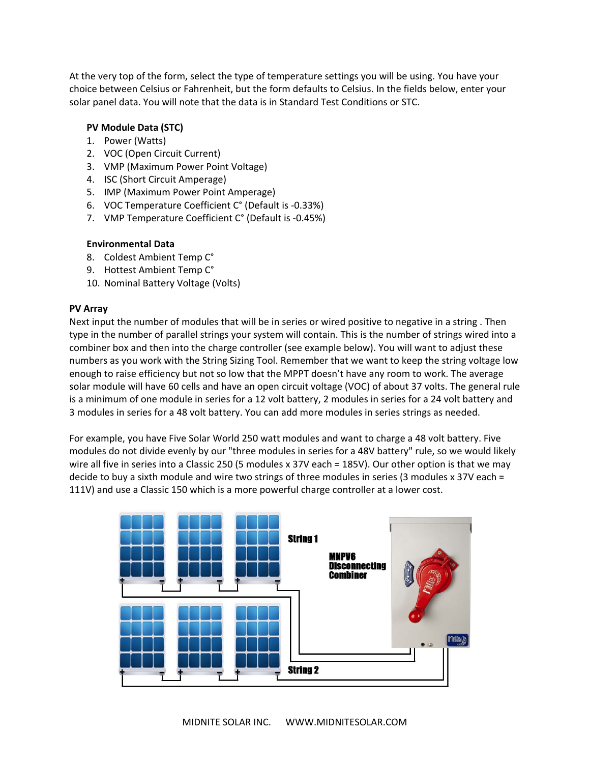At the very top of the form, select the type of temperature settings you will be using. You have your choice between Celsius or Fahrenheit, but the form defaults to Celsius. In the fields below, enter your solar panel data. You will note that the data is in Standard Test Conditions or STC.

**PV Module Data (STC)**

1. Power (Watts)
2. VOC (Open Circuit Current)
3. VMP (Maximum Power Point Voltage)
4. ISC (Short Circuit Amperage)
5. IMP (Maximum Power Point Amperage)
6. VOC Temperature Coefficient C° (Default is -0.33%)
7. VMP Temperature Coefficient C° (Default is -0.45%)

**Environmental Data**

8. Coldest Ambient Temp C°
9. Hottest Ambient Temp C°
10. Nominal Battery Voltage (Volts)

**PV Array**

Next input the number of modules that will be in series or wired positive to negative in a string . Then type in the number of parallel strings your system will contain. This is the number of strings wired into a combiner box and then into the charge controller (see example below). You will want to adjust these numbers as you work with the String Sizing Tool. Remember that we want to keep the string voltage low enough to raise efficiency but not so low that the MPPT doesn't have any room to work. The average solar module will have 60 cells and have an open circuit voltage (VOC) of about 37 volts. The general rule is a minimum of one module in series for a 12 volt battery, 2 modules in series for a 24 volt battery and 3 modules in series for a 48 volt battery. You can add more modules in series strings as needed.

For example, you have Five Solar World 250 watt modules and want to charge a 48 volt battery. Five modules do not divide evenly by our "three modules in series for a 48V battery" rule, so we would likely wire all five in series into a Classic 250 (5 modules x 37V each = 185V). Our other option is that we may decide to buy a sixth module and wire two strings of three modules in series (3 modules x 37V each = 111V) and use a Classic 150 which is a more powerful charge controller at a lower cost.

String 1

MNPV6 Disconnecting Combiner

String 2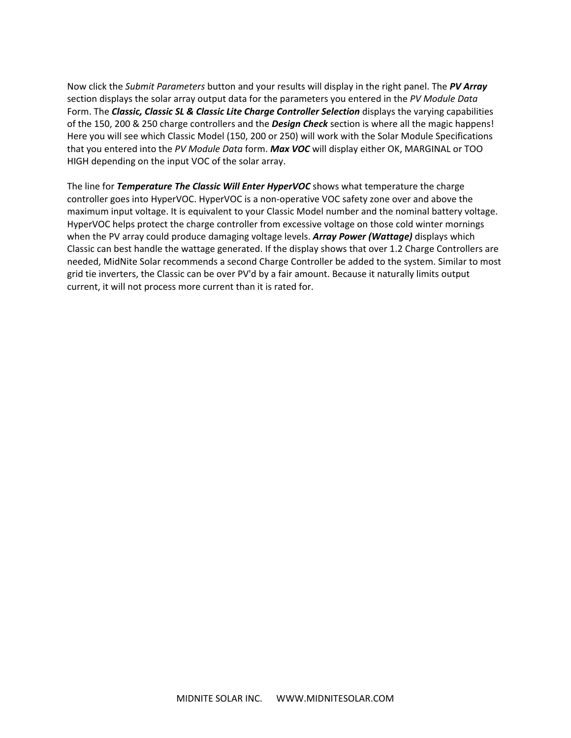Now click the *Submit Parameters* button and your results will display in the right panel. The ***PV Array*** section displays the solar array output data for the parameters you entered in the *PV Module Data* Form. The ***Classic, Classic SL & Classic Lite Charge Controller Selection*** displays the varying capabilities of the 150, 200 & 250 charge controllers and the ***Design Check*** section is where all the magic happens! Here you will see which Classic Model (150, 200 or 250) will work with the Solar Module Specifications that you entered into the *PV Module Data* form. ***Max VOC*** will display either OK, MARGINAL or TOO HIGH depending on the input VOC of the solar array.

The line for ***Temperature The Classic Will Enter HyperVOC*** shows what temperature the charge controller goes into HyperVOC. HyperVOC is a non-operative VOC safety zone over and above the maximum input voltage. It is equivalent to your Classic Model number and the nominal battery voltage. HyperVOC helps protect the charge controller from excessive voltage on those cold winter mornings when the PV array could produce damaging voltage levels. ***Array Power (Wattage)*** displays which Classic can best handle the wattage generated. If the display shows that over 1.2 Charge Controllers are needed, MidNite Solar recommends a second Charge Controller be added to the system. Similar to most grid tie inverters, the Classic can be over PV'd by a fair amount. Because it naturally limits output current, it will not process more current than it is rated for.